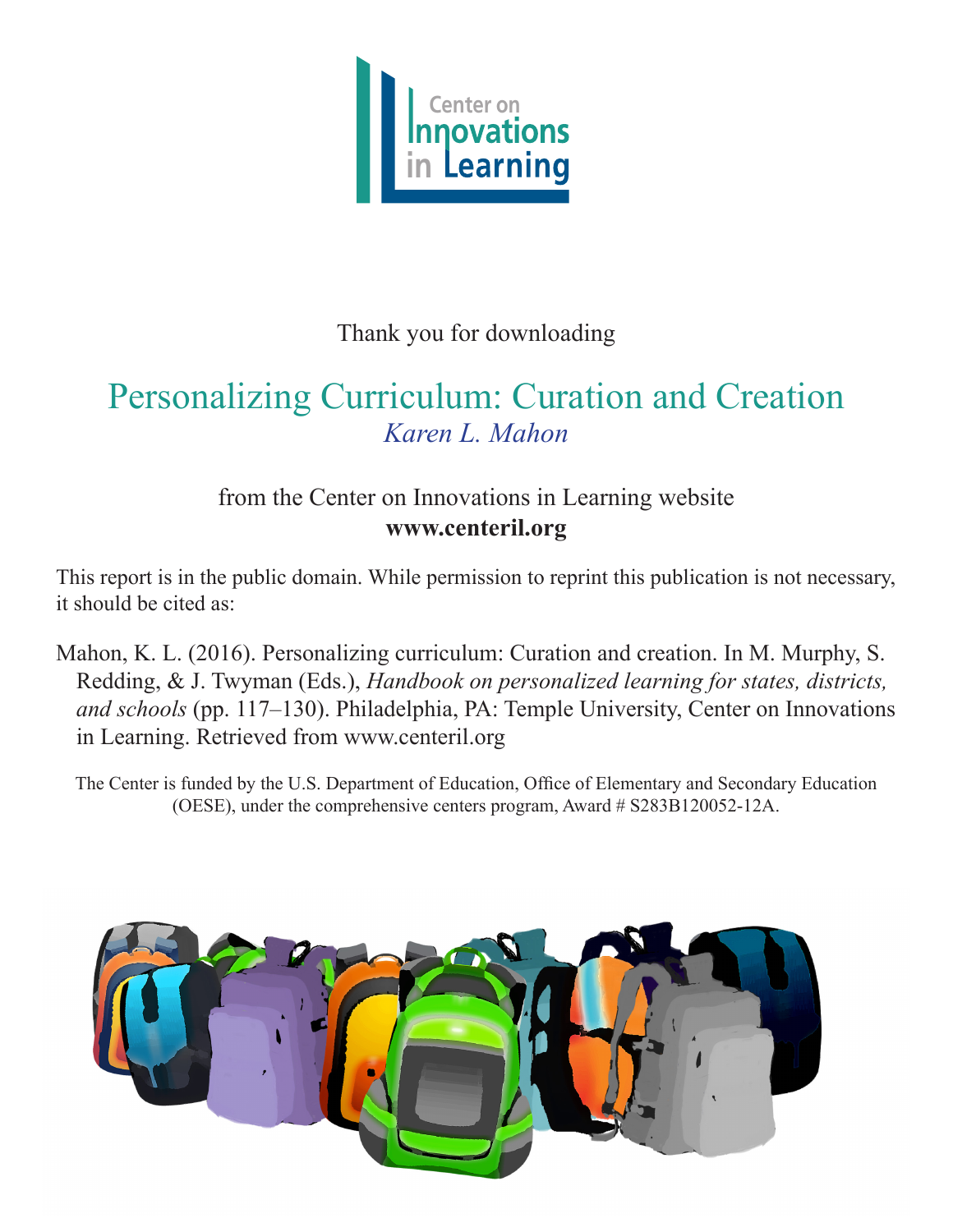Center on Innovations in Learning

Thank you for downloading

# Personalizing Curriculum: Curation and Creation

*Karen L. Mahon*

from the Center on Innovations in Learning website
**www.centeril.org**

This report is in the public domain. While permission to reprint this publication is not necessary, it should be cited as:

Mahon, K. L. (2016). Personalizing curriculum: Curation and creation. In M. Murphy, S. Redding, & J. Twyman (Eds.), *Handbook on personalized learning for states, districts, and schools* (pp. 117–130). Philadelphia, PA: Temple University, Center on Innovations in Learning. Retrieved from www.centeril.org

The Center is funded by the U.S. Department of Education, Office of Elementary and Secondary Education (OESE), under the comprehensive centers program, Award # S283B120052-12A.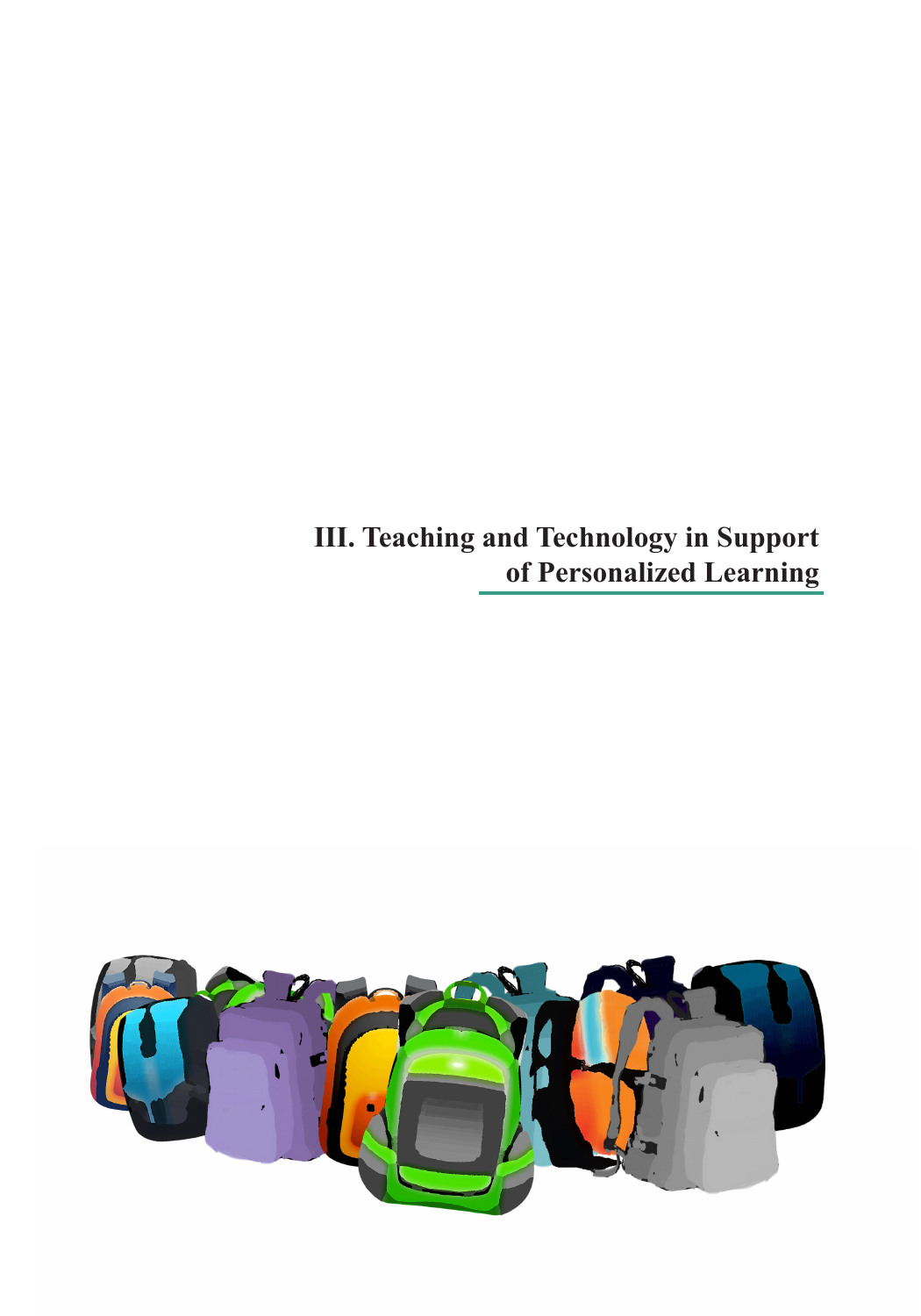# III. Teaching and Technology in Support of Personalized Learning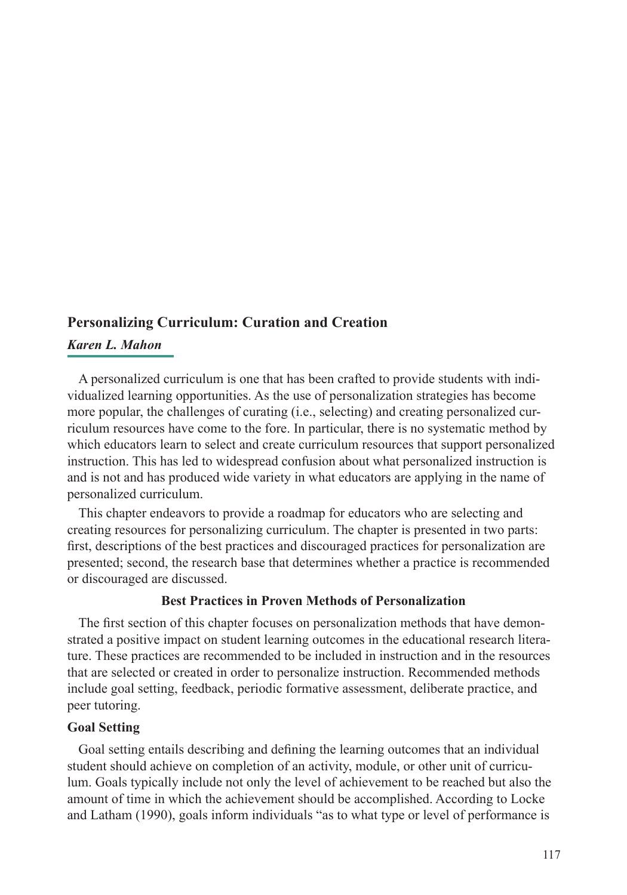## Personalizing Curriculum: Curation and Creation

***Karen L. Mahon***

A personalized curriculum is one that has been crafted to provide students with individualized learning opportunities. As the use of personalization strategies has become more popular, the challenges of curating (i.e., selecting) and creating personalized curriculum resources have come to the fore. In particular, there is no systematic method by which educators learn to select and create curriculum resources that support personalized instruction. This has led to widespread confusion about what personalized instruction is and is not and has produced wide variety in what educators are applying in the name of personalized curriculum.

This chapter endeavors to provide a roadmap for educators who are selecting and creating resources for personalizing curriculum. The chapter is presented in two parts: first, descriptions of the best practices and discouraged practices for personalization are presented; second, the research base that determines whether a practice is recommended or discouraged are discussed.

### Best Practices in Proven Methods of Personalization

The first section of this chapter focuses on personalization methods that have demonstrated a positive impact on student learning outcomes in the educational research literature. These practices are recommended to be included in instruction and in the resources that are selected or created in order to personalize instruction. Recommended methods include goal setting, feedback, periodic formative assessment, deliberate practice, and peer tutoring.

#### Goal Setting

Goal setting entails describing and defining the learning outcomes that an individual student should achieve on completion of an activity, module, or other unit of curriculum. Goals typically include not only the level of achievement to be reached but also the amount of time in which the achievement should be accomplished. According to Locke and Latham (1990), goals inform individuals "as to what type or level of performance is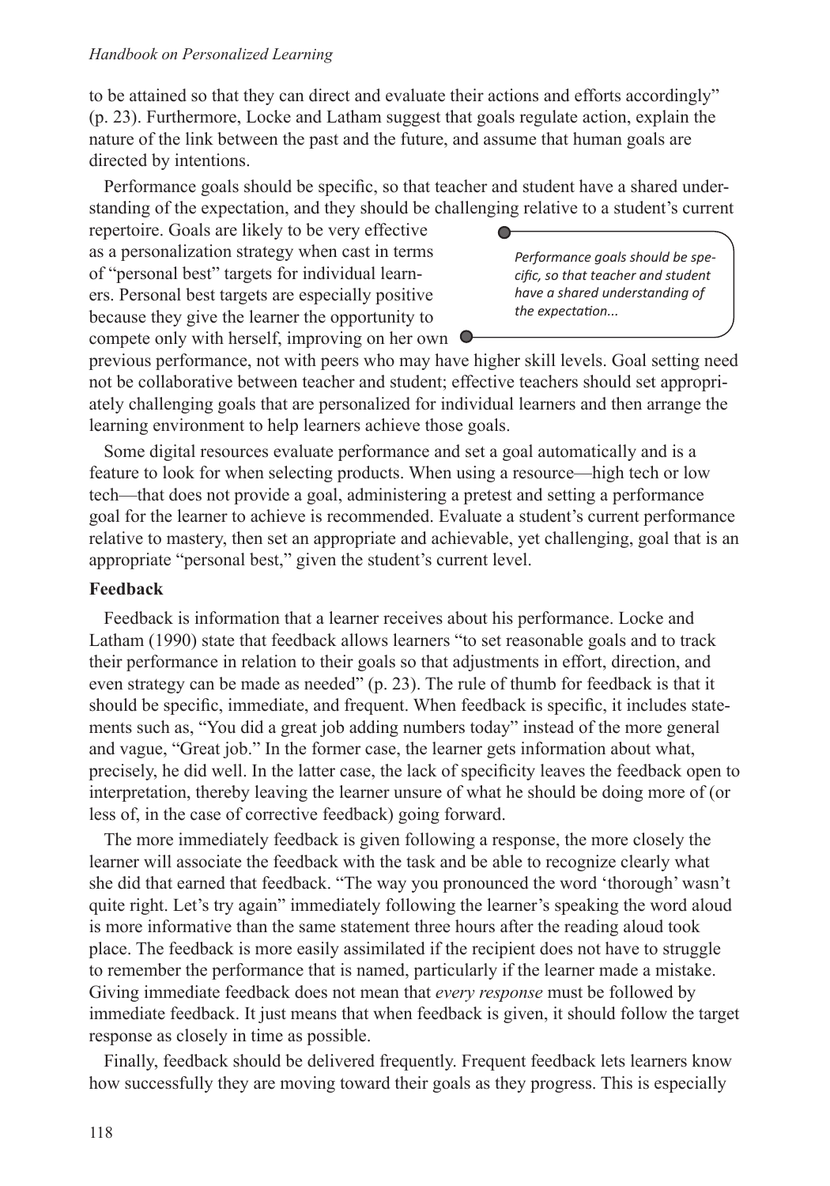to be attained so that they can direct and evaluate their actions and efforts accordingly" (p. 23). Furthermore, Locke and Latham suggest that goals regulate action, explain the nature of the link between the past and the future, and assume that human goals are directed by intentions.

Performance goals should be specific, so that teacher and student have a shared understanding of the expectation, and they should be challenging relative to a student's current repertoire. Goals are likely to be very effective as a personalization strategy when cast in terms of "personal best" targets for individual learners. Personal best targets are especially positive because they give the learner the opportunity to compete only with herself, improving on her own previous performance, not with peers who may have higher skill levels. Goal setting need not be collaborative between teacher and student; effective teachers should set appropriately challenging goals that are personalized for individual learners and then arrange the learning environment to help learners achieve those goals.

> *Performance goals should be specific, so that teacher and student have a shared understanding of the expectation...*

Some digital resources evaluate performance and set a goal automatically and is a feature to look for when selecting products. When using a resource—high tech or low tech—that does not provide a goal, administering a pretest and setting a performance goal for the learner to achieve is recommended. Evaluate a student's current performance relative to mastery, then set an appropriate and achievable, yet challenging, goal that is an appropriate "personal best," given the student's current level.

**Feedback**

Feedback is information that a learner receives about his performance. Locke and Latham (1990) state that feedback allows learners "to set reasonable goals and to track their performance in relation to their goals so that adjustments in effort, direction, and even strategy can be made as needed" (p. 23). The rule of thumb for feedback is that it should be specific, immediate, and frequent. When feedback is specific, it includes statements such as, "You did a great job adding numbers today" instead of the more general and vague, "Great job." In the former case, the learner gets information about what, precisely, he did well. In the latter case, the lack of specificity leaves the feedback open to interpretation, thereby leaving the learner unsure of what he should be doing more of (or less of, in the case of corrective feedback) going forward.

The more immediately feedback is given following a response, the more closely the learner will associate the feedback with the task and be able to recognize clearly what she did that earned that feedback. "The way you pronounced the word 'thorough' wasn't quite right. Let's try again" immediately following the learner's speaking the word aloud is more informative than the same statement three hours after the reading aloud took place. The feedback is more easily assimilated if the recipient does not have to struggle to remember the performance that is named, particularly if the learner made a mistake. Giving immediate feedback does not mean that *every response* must be followed by immediate feedback. It just means that when feedback is given, it should follow the target response as closely in time as possible.

Finally, feedback should be delivered frequently. Frequent feedback lets learners know how successfully they are moving toward their goals as they progress. This is especially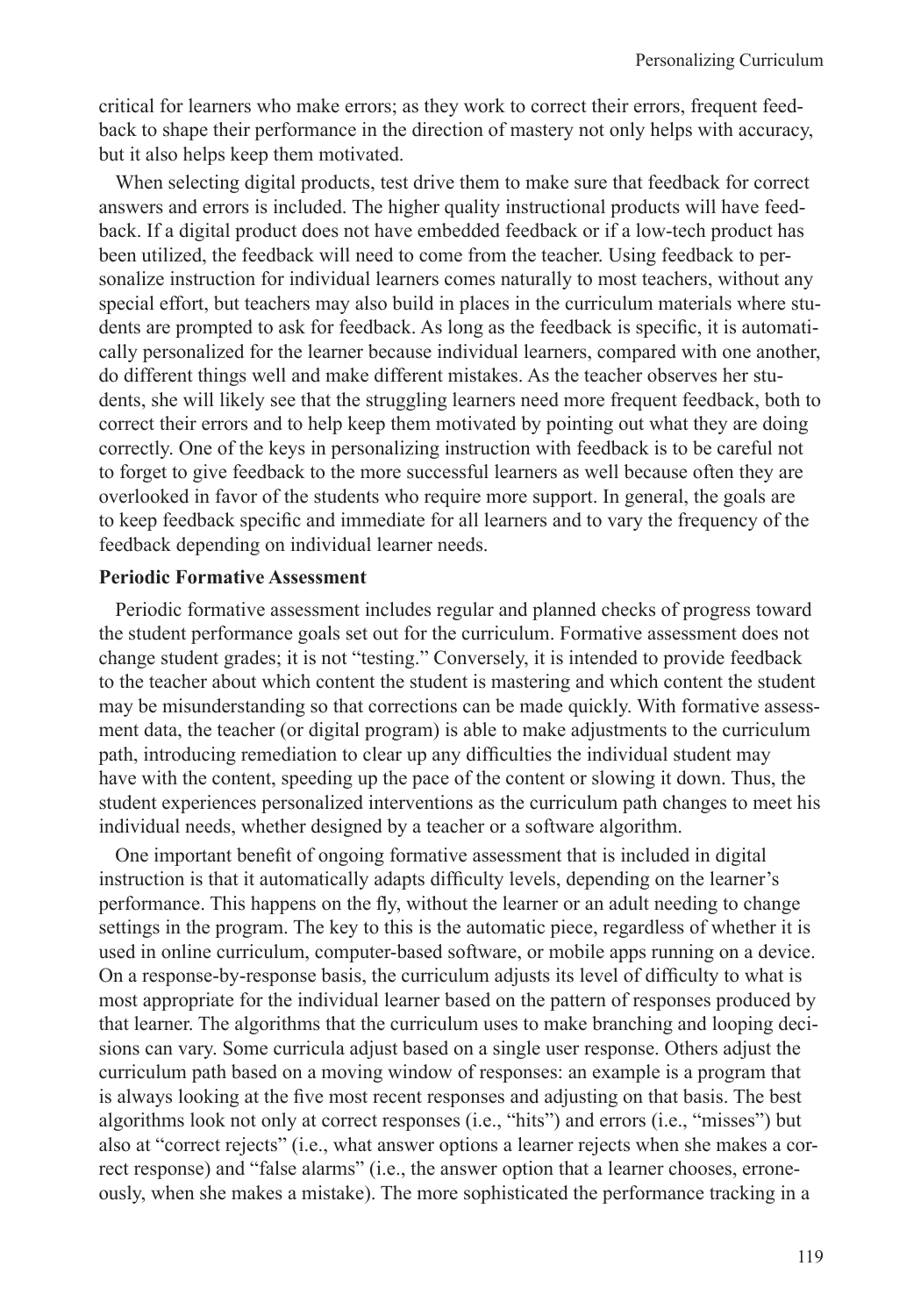critical for learners who make errors; as they work to correct their errors, frequent feedback to shape their performance in the direction of mastery not only helps with accuracy, but it also helps keep them motivated.

When selecting digital products, test drive them to make sure that feedback for correct answers and errors is included. The higher quality instructional products will have feedback. If a digital product does not have embedded feedback or if a low-tech product has been utilized, the feedback will need to come from the teacher. Using feedback to personalize instruction for individual learners comes naturally to most teachers, without any special effort, but teachers may also build in places in the curriculum materials where students are prompted to ask for feedback. As long as the feedback is specific, it is automatically personalized for the learner because individual learners, compared with one another, do different things well and make different mistakes. As the teacher observes her students, she will likely see that the struggling learners need more frequent feedback, both to correct their errors and to help keep them motivated by pointing out what they are doing correctly. One of the keys in personalizing instruction with feedback is to be careful not to forget to give feedback to the more successful learners as well because often they are overlooked in favor of the students who require more support. In general, the goals are to keep feedback specific and immediate for all learners and to vary the frequency of the feedback depending on individual learner needs.

**Periodic Formative Assessment**

Periodic formative assessment includes regular and planned checks of progress toward the student performance goals set out for the curriculum. Formative assessment does not change student grades; it is not "testing." Conversely, it is intended to provide feedback to the teacher about which content the student is mastering and which content the student may be misunderstanding so that corrections can be made quickly. With formative assessment data, the teacher (or digital program) is able to make adjustments to the curriculum path, introducing remediation to clear up any difficulties the individual student may have with the content, speeding up the pace of the content or slowing it down. Thus, the student experiences personalized interventions as the curriculum path changes to meet his individual needs, whether designed by a teacher or a software algorithm.

One important benefit of ongoing formative assessment that is included in digital instruction is that it automatically adapts difficulty levels, depending on the learner's performance. This happens on the fly, without the learner or an adult needing to change settings in the program. The key to this is the automatic piece, regardless of whether it is used in online curriculum, computer-based software, or mobile apps running on a device. On a response-by-response basis, the curriculum adjusts its level of difficulty to what is most appropriate for the individual learner based on the pattern of responses produced by that learner. The algorithms that the curriculum uses to make branching and looping decisions can vary. Some curricula adjust based on a single user response. Others adjust the curriculum path based on a moving window of responses: an example is a program that is always looking at the five most recent responses and adjusting on that basis. The best algorithms look not only at correct responses (i.e., "hits") and errors (i.e., "misses") but also at "correct rejects" (i.e., what answer options a learner rejects when she makes a correct response) and "false alarms" (i.e., the answer option that a learner chooses, erroneously, when she makes a mistake). The more sophisticated the performance tracking in a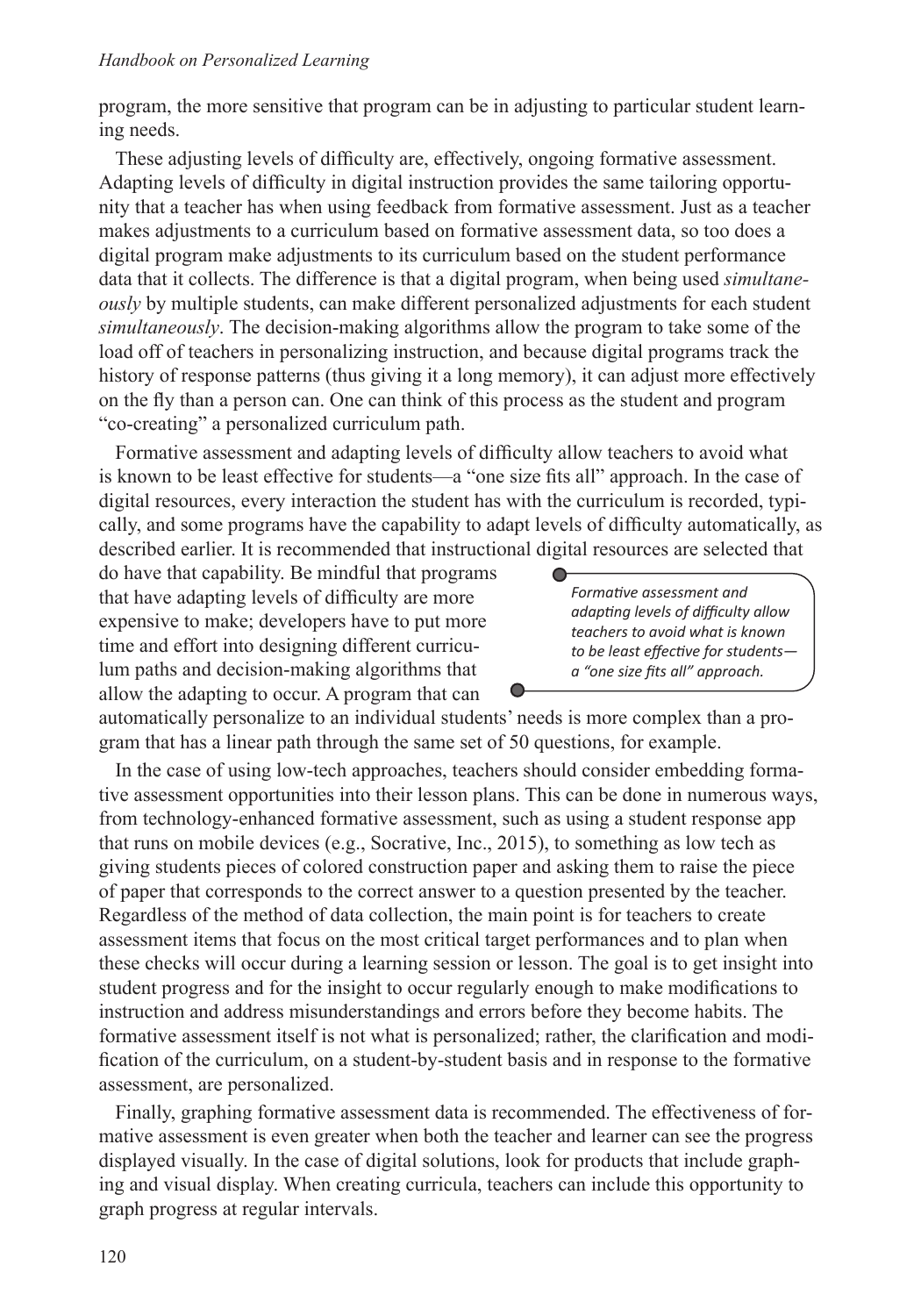program, the more sensitive that program can be in adjusting to particular student learning needs.

These adjusting levels of difficulty are, effectively, ongoing formative assessment. Adapting levels of difficulty in digital instruction provides the same tailoring opportunity that a teacher has when using feedback from formative assessment. Just as a teacher makes adjustments to a curriculum based on formative assessment data, so too does a digital program make adjustments to its curriculum based on the student performance data that it collects. The difference is that a digital program, when being used *simultaneously* by multiple students, can make different personalized adjustments for each student *simultaneously*. The decision-making algorithms allow the program to take some of the load off of teachers in personalizing instruction, and because digital programs track the history of response patterns (thus giving it a long memory), it can adjust more effectively on the fly than a person can. One can think of this process as the student and program "co-creating" a personalized curriculum path.

Formative assessment and adapting levels of difficulty allow teachers to avoid what is known to be least effective for students—a "one size fits all" approach. In the case of digital resources, every interaction the student has with the curriculum is recorded, typically, and some programs have the capability to adapt levels of difficulty automatically, as described earlier. It is recommended that instructional digital resources are selected that do have that capability. Be mindful that programs that have adapting levels of difficulty are more expensive to make; developers have to put more time and effort into designing different curriculum paths and decision-making algorithms that allow the adapting to occur. A program that can automatically personalize to an individual students' needs is more complex than a program that has a linear path through the same set of 50 questions, for example.

> *Formative assessment and adapting levels of difficulty allow teachers to avoid what is known to be least effective for students—a "one size fits all" approach.*

In the case of using low-tech approaches, teachers should consider embedding formative assessment opportunities into their lesson plans. This can be done in numerous ways, from technology-enhanced formative assessment, such as using a student response app that runs on mobile devices (e.g., Socrative, Inc., 2015), to something as low tech as giving students pieces of colored construction paper and asking them to raise the piece of paper that corresponds to the correct answer to a question presented by the teacher. Regardless of the method of data collection, the main point is for teachers to create assessment items that focus on the most critical target performances and to plan when these checks will occur during a learning session or lesson. The goal is to get insight into student progress and for the insight to occur regularly enough to make modifications to instruction and address misunderstandings and errors before they become habits. The formative assessment itself is not what is personalized; rather, the clarification and modification of the curriculum, on a student-by-student basis and in response to the formative assessment, are personalized.

Finally, graphing formative assessment data is recommended. The effectiveness of formative assessment is even greater when both the teacher and learner can see the progress displayed visually. In the case of digital solutions, look for products that include graphing and visual display. When creating curricula, teachers can include this opportunity to graph progress at regular intervals.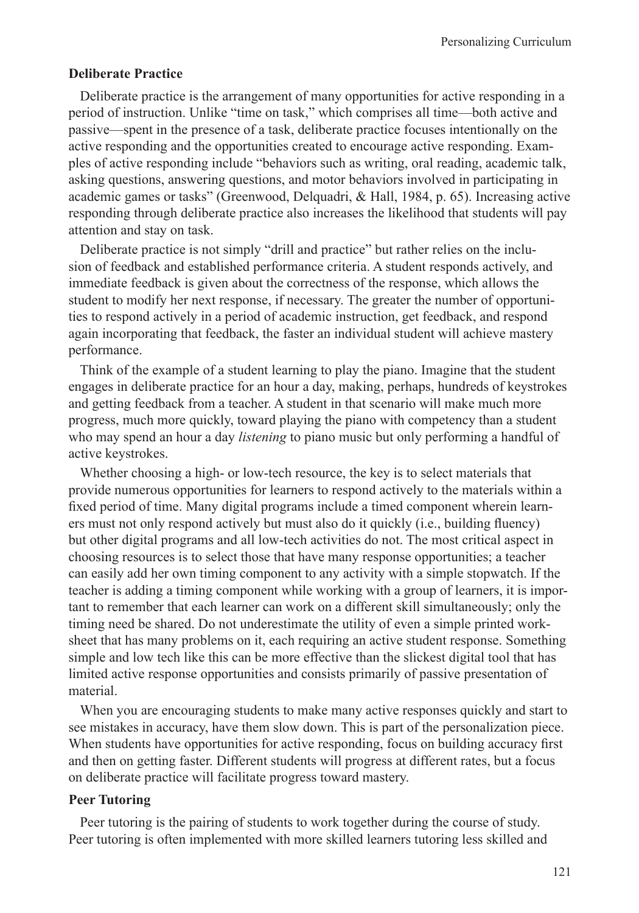**Deliberate Practice**

Deliberate practice is the arrangement of many opportunities for active responding in a period of instruction. Unlike "time on task," which comprises all time—both active and passive—spent in the presence of a task, deliberate practice focuses intentionally on the active responding and the opportunities created to encourage active responding. Examples of active responding include "behaviors such as writing, oral reading, academic talk, asking questions, answering questions, and motor behaviors involved in participating in academic games or tasks" (Greenwood, Delquadri, & Hall, 1984, p. 65). Increasing active responding through deliberate practice also increases the likelihood that students will pay attention and stay on task.

Deliberate practice is not simply "drill and practice" but rather relies on the inclusion of feedback and established performance criteria. A student responds actively, and immediate feedback is given about the correctness of the response, which allows the student to modify her next response, if necessary. The greater the number of opportunities to respond actively in a period of academic instruction, get feedback, and respond again incorporating that feedback, the faster an individual student will achieve mastery performance.

Think of the example of a student learning to play the piano. Imagine that the student engages in deliberate practice for an hour a day, making, perhaps, hundreds of keystrokes and getting feedback from a teacher. A student in that scenario will make much more progress, much more quickly, toward playing the piano with competency than a student who may spend an hour a day *listening* to piano music but only performing a handful of active keystrokes.

Whether choosing a high- or low-tech resource, the key is to select materials that provide numerous opportunities for learners to respond actively to the materials within a fixed period of time. Many digital programs include a timed component wherein learners must not only respond actively but must also do it quickly (i.e., building fluency) but other digital programs and all low-tech activities do not. The most critical aspect in choosing resources is to select those that have many response opportunities; a teacher can easily add her own timing component to any activity with a simple stopwatch. If the teacher is adding a timing component while working with a group of learners, it is important to remember that each learner can work on a different skill simultaneously; only the timing need be shared. Do not underestimate the utility of even a simple printed worksheet that has many problems on it, each requiring an active student response. Something simple and low tech like this can be more effective than the slickest digital tool that has limited active response opportunities and consists primarily of passive presentation of material.

When you are encouraging students to make many active responses quickly and start to see mistakes in accuracy, have them slow down. This is part of the personalization piece. When students have opportunities for active responding, focus on building accuracy first and then on getting faster. Different students will progress at different rates, but a focus on deliberate practice will facilitate progress toward mastery.

**Peer Tutoring**

Peer tutoring is the pairing of students to work together during the course of study. Peer tutoring is often implemented with more skilled learners tutoring less skilled and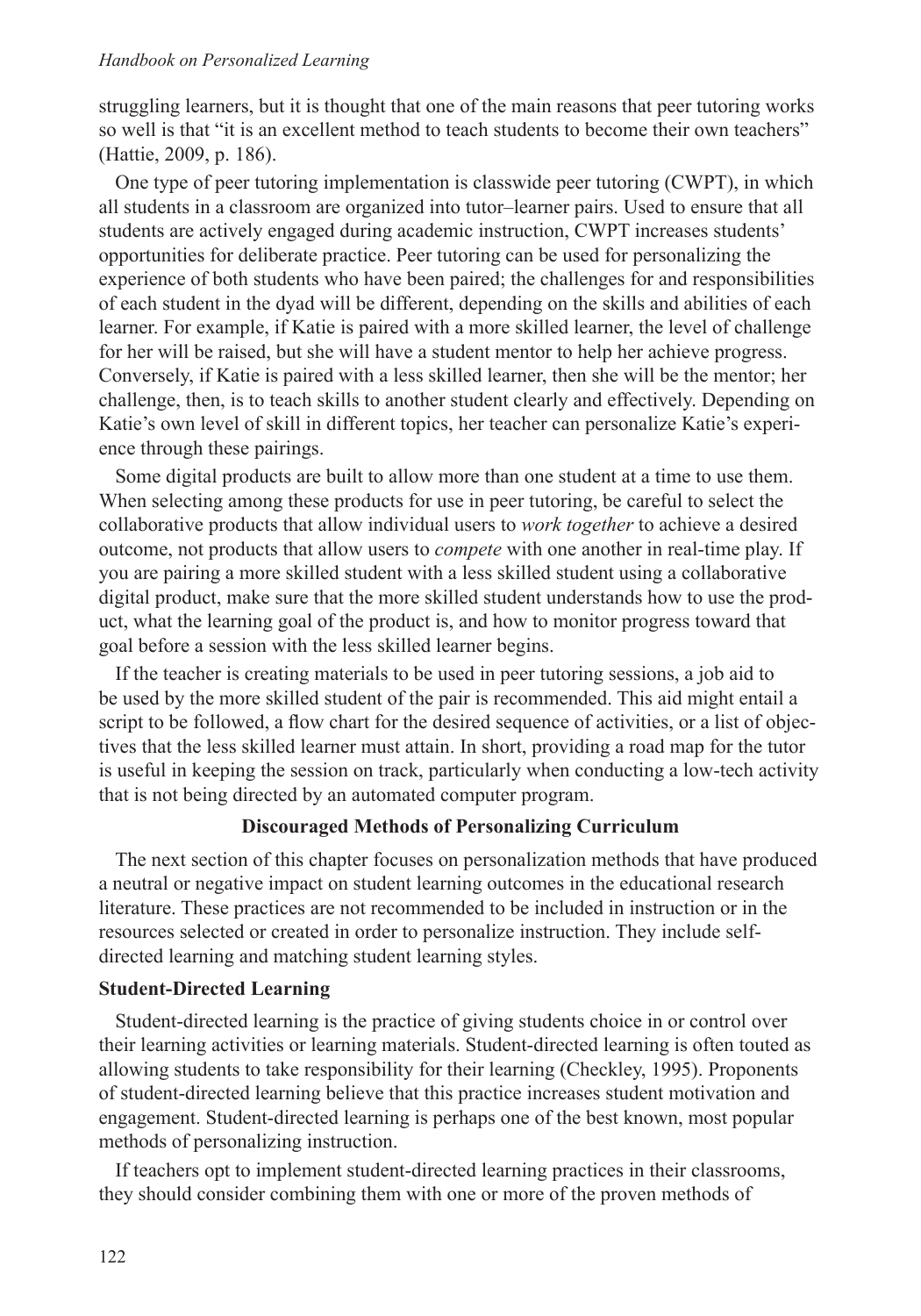struggling learners, but it is thought that one of the main reasons that peer tutoring works so well is that "it is an excellent method to teach students to become their own teachers" (Hattie, 2009, p. 186).

One type of peer tutoring implementation is classwide peer tutoring (CWPT), in which all students in a classroom are organized into tutor–learner pairs. Used to ensure that all students are actively engaged during academic instruction, CWPT increases students' opportunities for deliberate practice. Peer tutoring can be used for personalizing the experience of both students who have been paired; the challenges for and responsibilities of each student in the dyad will be different, depending on the skills and abilities of each learner. For example, if Katie is paired with a more skilled learner, the level of challenge for her will be raised, but she will have a student mentor to help her achieve progress. Conversely, if Katie is paired with a less skilled learner, then she will be the mentor; her challenge, then, is to teach skills to another student clearly and effectively. Depending on Katie's own level of skill in different topics, her teacher can personalize Katie's experience through these pairings.

Some digital products are built to allow more than one student at a time to use them. When selecting among these products for use in peer tutoring, be careful to select the collaborative products that allow individual users to *work together* to achieve a desired outcome, not products that allow users to *compete* with one another in real-time play. If you are pairing a more skilled student with a less skilled student using a collaborative digital product, make sure that the more skilled student understands how to use the product, what the learning goal of the product is, and how to monitor progress toward that goal before a session with the less skilled learner begins.

If the teacher is creating materials to be used in peer tutoring sessions, a job aid to be used by the more skilled student of the pair is recommended. This aid might entail a script to be followed, a flow chart for the desired sequence of activities, or a list of objectives that the less skilled learner must attain. In short, providing a road map for the tutor is useful in keeping the session on track, particularly when conducting a low-tech activity that is not being directed by an automated computer program.

## Discouraged Methods of Personalizing Curriculum

The next section of this chapter focuses on personalization methods that have produced a neutral or negative impact on student learning outcomes in the educational research literature. These practices are not recommended to be included in instruction or in the resources selected or created in order to personalize instruction. They include self-directed learning and matching student learning styles.

### Student-Directed Learning

Student-directed learning is the practice of giving students choice in or control over their learning activities or learning materials. Student-directed learning is often touted as allowing students to take responsibility for their learning (Checkley, 1995). Proponents of student-directed learning believe that this practice increases student motivation and engagement. Student-directed learning is perhaps one of the best known, most popular methods of personalizing instruction.

If teachers opt to implement student-directed learning practices in their classrooms, they should consider combining them with one or more of the proven methods of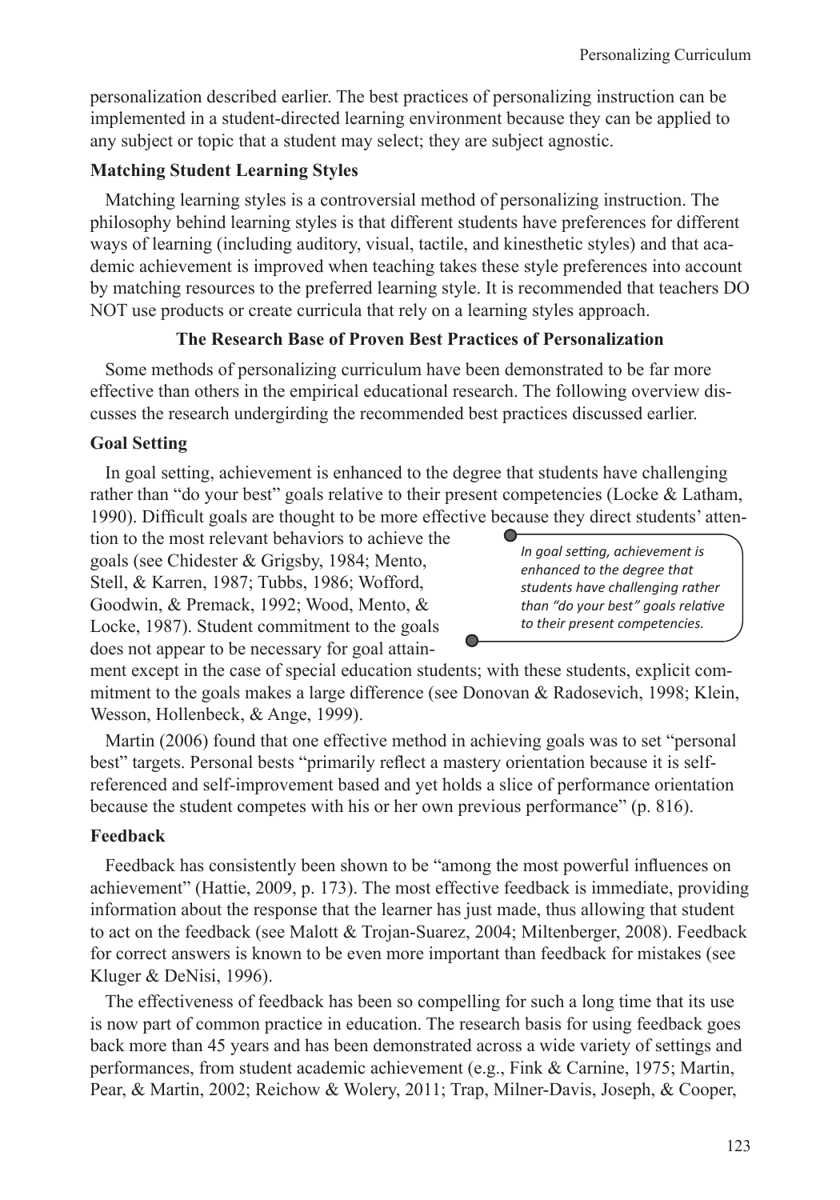personalization described earlier. The best practices of personalizing instruction can be implemented in a student-directed learning environment because they can be applied to any subject or topic that a student may select; they are subject agnostic.

### Matching Student Learning Styles

Matching learning styles is a controversial method of personalizing instruction. The philosophy behind learning styles is that different students have preferences for different ways of learning (including auditory, visual, tactile, and kinesthetic styles) and that academic achievement is improved when teaching takes these style preferences into account by matching resources to the preferred learning style. It is recommended that teachers DO NOT use products or create curricula that rely on a learning styles approach.

## The Research Base of Proven Best Practices of Personalization

Some methods of personalizing curriculum have been demonstrated to be far more effective than others in the empirical educational research. The following overview discusses the research undergirding the recommended best practices discussed earlier.

### Goal Setting

In goal setting, achievement is enhanced to the degree that students have challenging rather than "do your best" goals relative to their present competencies (Locke & Latham, 1990). Difficult goals are thought to be more effective because they direct students' attention to the most relevant behaviors to achieve the goals (see Chidester & Grigsby, 1984; Mento, Stell, & Karren, 1987; Tubbs, 1986; Wofford, Goodwin, & Premack, 1992; Wood, Mento, & Locke, 1987). Student commitment to the goals does not appear to be necessary for goal attainment except in the case of special education students; with these students, explicit commitment to the goals makes a large difference (see Donovan & Radosevich, 1998; Klein, Wesson, Hollenbeck, & Ange, 1999).

> *In goal setting, achievement is enhanced to the degree that students have challenging rather than "do your best" goals relative to their present competencies.*

Martin (2006) found that one effective method in achieving goals was to set "personal best" targets. Personal bests "primarily reflect a mastery orientation because it is self-referenced and self-improvement based and yet holds a slice of performance orientation because the student competes with his or her own previous performance" (p. 816).

### Feedback

Feedback has consistently been shown to be "among the most powerful influences on achievement" (Hattie, 2009, p. 173). The most effective feedback is immediate, providing information about the response that the learner has just made, thus allowing that student to act on the feedback (see Malott & Trojan-Suarez, 2004; Miltenberger, 2008). Feedback for correct answers is known to be even more important than feedback for mistakes (see Kluger & DeNisi, 1996).

The effectiveness of feedback has been so compelling for such a long time that its use is now part of common practice in education. The research basis for using feedback goes back more than 45 years and has been demonstrated across a wide variety of settings and performances, from student academic achievement (e.g., Fink & Carnine, 1975; Martin, Pear, & Martin, 2002; Reichow & Wolery, 2011; Trap, Milner-Davis, Joseph, & Cooper,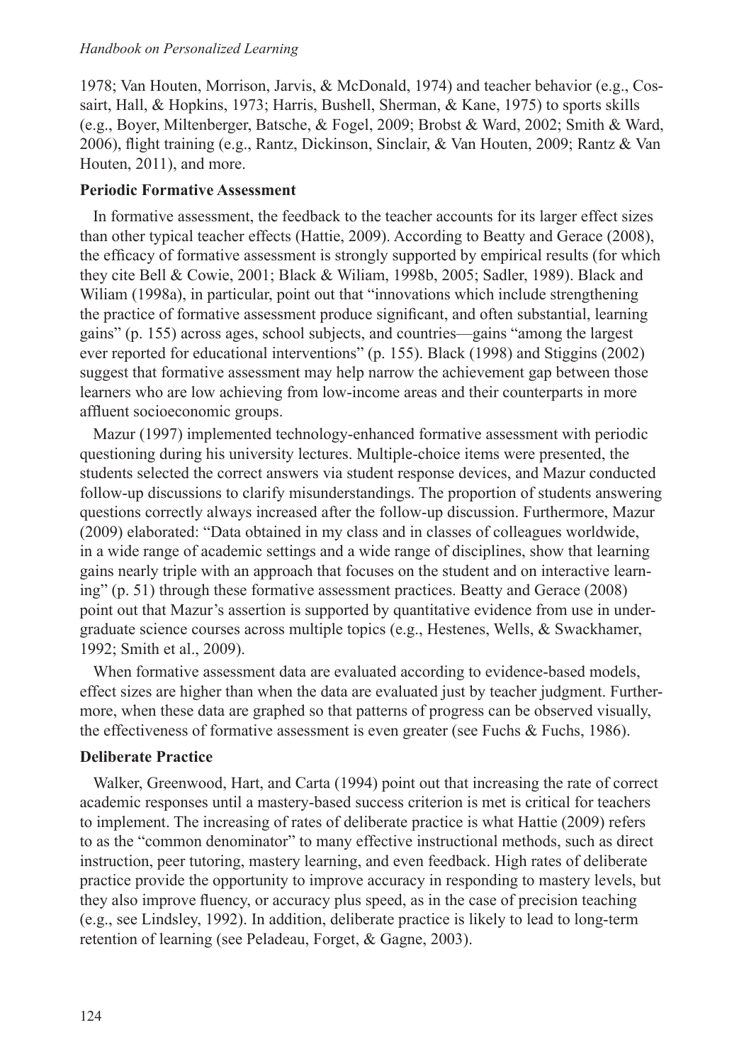1978; Van Houten, Morrison, Jarvis, & McDonald, 1974) and teacher behavior (e.g., Cossairt, Hall, & Hopkins, 1973; Harris, Bushell, Sherman, & Kane, 1975) to sports skills (e.g., Boyer, Miltenberger, Batsche, & Fogel, 2009; Brobst & Ward, 2002; Smith & Ward, 2006), flight training (e.g., Rantz, Dickinson, Sinclair, & Van Houten, 2009; Rantz & Van Houten, 2011), and more.

### Periodic Formative Assessment

In formative assessment, the feedback to the teacher accounts for its larger effect sizes than other typical teacher effects (Hattie, 2009). According to Beatty and Gerace (2008), the efficacy of formative assessment is strongly supported by empirical results (for which they cite Bell & Cowie, 2001; Black & Wiliam, 1998b, 2005; Sadler, 1989). Black and Wiliam (1998a), in particular, point out that "innovations which include strengthening the practice of formative assessment produce significant, and often substantial, learning gains" (p. 155) across ages, school subjects, and countries—gains "among the largest ever reported for educational interventions" (p. 155). Black (1998) and Stiggins (2002) suggest that formative assessment may help narrow the achievement gap between those learners who are low achieving from low-income areas and their counterparts in more affluent socioeconomic groups.

Mazur (1997) implemented technology-enhanced formative assessment with periodic questioning during his university lectures. Multiple-choice items were presented, the students selected the correct answers via student response devices, and Mazur conducted follow-up discussions to clarify misunderstandings. The proportion of students answering questions correctly always increased after the follow-up discussion. Furthermore, Mazur (2009) elaborated: "Data obtained in my class and in classes of colleagues worldwide, in a wide range of academic settings and a wide range of disciplines, show that learning gains nearly triple with an approach that focuses on the student and on interactive learning" (p. 51) through these formative assessment practices. Beatty and Gerace (2008) point out that Mazur's assertion is supported by quantitative evidence from use in undergraduate science courses across multiple topics (e.g., Hestenes, Wells, & Swackhamer, 1992; Smith et al., 2009).

When formative assessment data are evaluated according to evidence-based models, effect sizes are higher than when the data are evaluated just by teacher judgment. Furthermore, when these data are graphed so that patterns of progress can be observed visually, the effectiveness of formative assessment is even greater (see Fuchs & Fuchs, 1986).

### Deliberate Practice

Walker, Greenwood, Hart, and Carta (1994) point out that increasing the rate of correct academic responses until a mastery-based success criterion is met is critical for teachers to implement. The increasing of rates of deliberate practice is what Hattie (2009) refers to as the "common denominator" to many effective instructional methods, such as direct instruction, peer tutoring, mastery learning, and even feedback. High rates of deliberate practice provide the opportunity to improve accuracy in responding to mastery levels, but they also improve fluency, or accuracy plus speed, as in the case of precision teaching (e.g., see Lindsley, 1992). In addition, deliberate practice is likely to lead to long-term retention of learning (see Peladeau, Forget, & Gagne, 2003).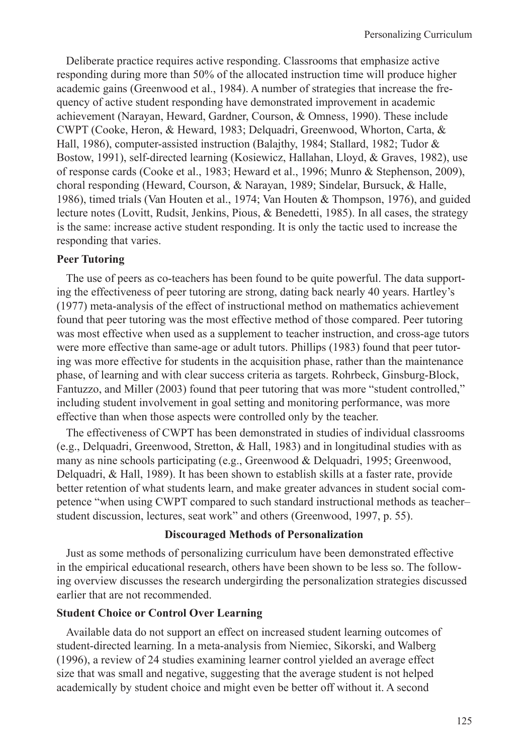Deliberate practice requires active responding. Classrooms that emphasize active responding during more than 50% of the allocated instruction time will produce higher academic gains (Greenwood et al., 1984). A number of strategies that increase the frequency of active student responding have demonstrated improvement in academic achievement (Narayan, Heward, Gardner, Courson, & Omness, 1990). These include CWPT (Cooke, Heron, & Heward, 1983; Delquadri, Greenwood, Whorton, Carta, & Hall, 1986), computer-assisted instruction (Balajthy, 1984; Stallard, 1982; Tudor & Bostow, 1991), self-directed learning (Kosiewicz, Hallahan, Lloyd, & Graves, 1982), use of response cards (Cooke et al., 1983; Heward et al., 1996; Munro & Stephenson, 2009), choral responding (Heward, Courson, & Narayan, 1989; Sindelar, Bursuck, & Halle, 1986), timed trials (Van Houten et al., 1974; Van Houten & Thompson, 1976), and guided lecture notes (Lovitt, Rudsit, Jenkins, Pious, & Benedetti, 1985). In all cases, the strategy is the same: increase active student responding. It is only the tactic used to increase the responding that varies.

### Peer Tutoring

The use of peers as co-teachers has been found to be quite powerful. The data supporting the effectiveness of peer tutoring are strong, dating back nearly 40 years. Hartley's (1977) meta-analysis of the effect of instructional method on mathematics achievement found that peer tutoring was the most effective method of those compared. Peer tutoring was most effective when used as a supplement to teacher instruction, and cross-age tutors were more effective than same-age or adult tutors. Phillips (1983) found that peer tutoring was more effective for students in the acquisition phase, rather than the maintenance phase, of learning and with clear success criteria as targets. Rohrbeck, Ginsburg-Block, Fantuzzo, and Miller (2003) found that peer tutoring that was more "student controlled," including student involvement in goal setting and monitoring performance, was more effective than when those aspects were controlled only by the teacher.

The effectiveness of CWPT has been demonstrated in studies of individual classrooms (e.g., Delquadri, Greenwood, Stretton, & Hall, 1983) and in longitudinal studies with as many as nine schools participating (e.g., Greenwood & Delquadri, 1995; Greenwood, Delquadri, & Hall, 1989). It has been shown to establish skills at a faster rate, provide better retention of what students learn, and make greater advances in student social competence "when using CWPT compared to such standard instructional methods as teacher–student discussion, lectures, seat work" and others (Greenwood, 1997, p. 55).

## Discouraged Methods of Personalization

Just as some methods of personalizing curriculum have been demonstrated effective in the empirical educational research, others have been shown to be less so. The following overview discusses the research undergirding the personalization strategies discussed earlier that are not recommended.

### Student Choice or Control Over Learning

Available data do not support an effect on increased student learning outcomes of student-directed learning. In a meta-analysis from Niemiec, Sikorski, and Walberg (1996), a review of 24 studies examining learner control yielded an average effect size that was small and negative, suggesting that the average student is not helped academically by student choice and might even be better off without it. A second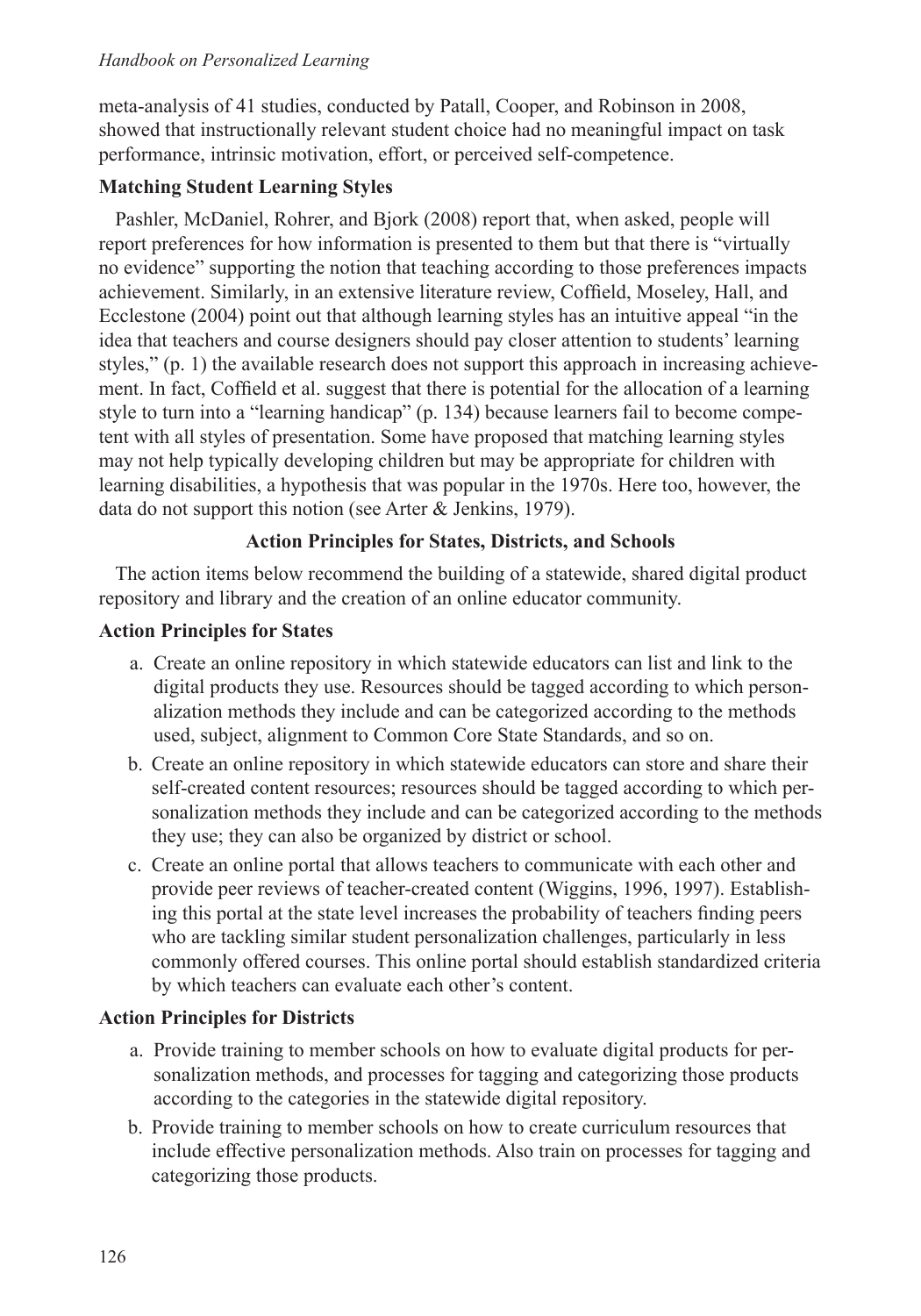meta-analysis of 41 studies, conducted by Patall, Cooper, and Robinson in 2008, showed that instructionally relevant student choice had no meaningful impact on task performance, intrinsic motivation, effort, or perceived self-competence.

### Matching Student Learning Styles

Pashler, McDaniel, Rohrer, and Bjork (2008) report that, when asked, people will report preferences for how information is presented to them but that there is "virtually no evidence" supporting the notion that teaching according to those preferences impacts achievement. Similarly, in an extensive literature review, Coffield, Moseley, Hall, and Ecclestone (2004) point out that although learning styles has an intuitive appeal "in the idea that teachers and course designers should pay closer attention to students' learning styles," (p. 1) the available research does not support this approach in increasing achievement. In fact, Coffield et al. suggest that there is potential for the allocation of a learning style to turn into a "learning handicap" (p. 134) because learners fail to become competent with all styles of presentation. Some have proposed that matching learning styles may not help typically developing children but may be appropriate for children with learning disabilities, a hypothesis that was popular in the 1970s. Here too, however, the data do not support this notion (see Arter & Jenkins, 1979).

## Action Principles for States, Districts, and Schools

The action items below recommend the building of a statewide, shared digital product repository and library and the creation of an online educator community.

### Action Principles for States

a. Create an online repository in which statewide educators can list and link to the digital products they use. Resources should be tagged according to which personalization methods they include and can be categorized according to the methods used, subject, alignment to Common Core State Standards, and so on.
b. Create an online repository in which statewide educators can store and share their self-created content resources; resources should be tagged according to which personalization methods they include and can be categorized according to the methods they use; they can also be organized by district or school.
c. Create an online portal that allows teachers to communicate with each other and provide peer reviews of teacher-created content (Wiggins, 1996, 1997). Establishing this portal at the state level increases the probability of teachers finding peers who are tackling similar student personalization challenges, particularly in less commonly offered courses. This online portal should establish standardized criteria by which teachers can evaluate each other's content.

### Action Principles for Districts

a. Provide training to member schools on how to evaluate digital products for personalization methods, and processes for tagging and categorizing those products according to the categories in the statewide digital repository.
b. Provide training to member schools on how to create curriculum resources that include effective personalization methods. Also train on processes for tagging and categorizing those products.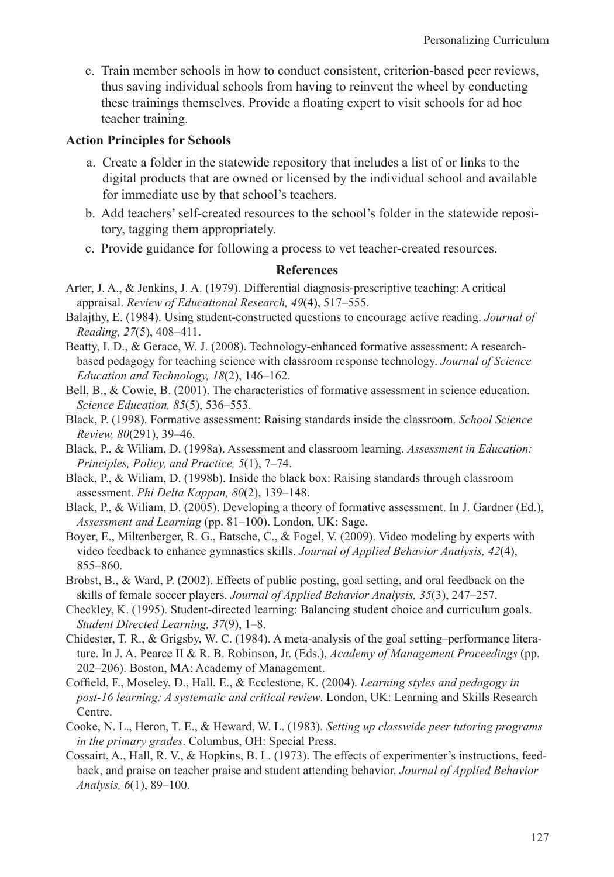c. Train member schools in how to conduct consistent, criterion-based peer reviews, thus saving individual schools from having to reinvent the wheel by conducting these trainings themselves. Provide a floating expert to visit schools for ad hoc teacher training.

### Action Principles for Schools

a. Create a folder in the statewide repository that includes a list of or links to the digital products that are owned or licensed by the individual school and available for immediate use by that school's teachers.

b. Add teachers' self-created resources to the school's folder in the statewide repository, tagging them appropriately.

c. Provide guidance for following a process to vet teacher-created resources.

## References

Arter, J. A., & Jenkins, J. A. (1979). Differential diagnosis-prescriptive teaching: A critical appraisal. *Review of Educational Research, 49*(4), 517–555.

Balajthy, E. (1984). Using student-constructed questions to encourage active reading. *Journal of Reading, 27*(5), 408–411.

Beatty, I. D., & Gerace, W. J. (2008). Technology-enhanced formative assessment: A research-based pedagogy for teaching science with classroom response technology. *Journal of Science Education and Technology, 18*(2), 146–162.

Bell, B., & Cowie, B. (2001). The characteristics of formative assessment in science education. *Science Education, 85*(5), 536–553.

Black, P. (1998). Formative assessment: Raising standards inside the classroom. *School Science Review, 80*(291), 39–46.

Black, P., & Wiliam, D. (1998a). Assessment and classroom learning. *Assessment in Education: Principles, Policy, and Practice, 5*(1), 7–74.

Black, P., & Wiliam, D. (1998b). Inside the black box: Raising standards through classroom assessment. *Phi Delta Kappan, 80*(2), 139–148.

Black, P., & Wiliam, D. (2005). Developing a theory of formative assessment. In J. Gardner (Ed.), *Assessment and Learning* (pp. 81–100). London, UK: Sage.

Boyer, E., Miltenberger, R. G., Batsche, C., & Fogel, V. (2009). Video modeling by experts with video feedback to enhance gymnastics skills. *Journal of Applied Behavior Analysis, 42*(4), 855–860.

Brobst, B., & Ward, P. (2002). Effects of public posting, goal setting, and oral feedback on the skills of female soccer players. *Journal of Applied Behavior Analysis, 35*(3), 247–257.

Checkley, K. (1995). Student-directed learning: Balancing student choice and curriculum goals. *Student Directed Learning, 37*(9), 1–8.

Chidester, T. R., & Grigsby, W. C. (1984). A meta-analysis of the goal setting–performance literature. In J. A. Pearce II & R. B. Robinson, Jr. (Eds.), *Academy of Management Proceedings* (pp. 202–206). Boston, MA: Academy of Management.

Coffield, F., Moseley, D., Hall, E., & Ecclestone, K. (2004). *Learning styles and pedagogy in post-16 learning: A systematic and critical review*. London, UK: Learning and Skills Research Centre.

Cooke, N. L., Heron, T. E., & Heward, W. L. (1983). *Setting up classwide peer tutoring programs in the primary grades*. Columbus, OH: Special Press.

Cossairt, A., Hall, R. V., & Hopkins, B. L. (1973). The effects of experimenter's instructions, feedback, and praise on teacher praise and student attending behavior. *Journal of Applied Behavior Analysis, 6*(1), 89–100.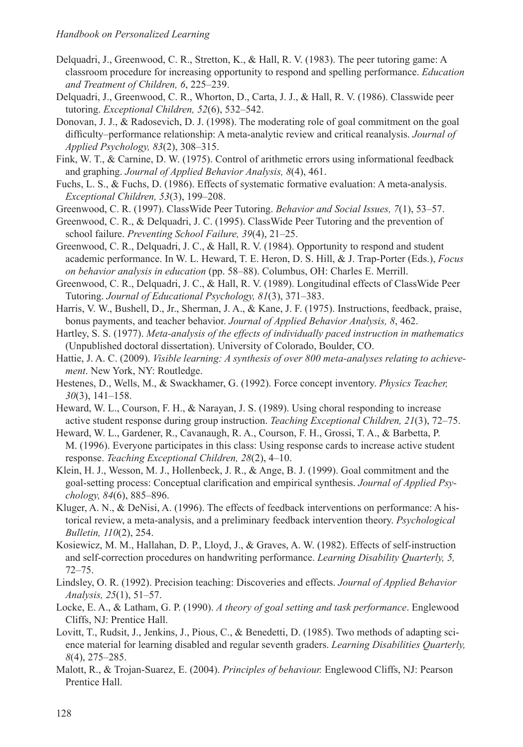Delquadri, J., Greenwood, C. R., Stretton, K., & Hall, R. V. (1983). The peer tutoring game: A classroom procedure for increasing opportunity to respond and spelling performance. *Education and Treatment of Children, 6*, 225–239.

Delquadri, J., Greenwood, C. R., Whorton, D., Carta, J. J., & Hall, R. V. (1986). Classwide peer tutoring. *Exceptional Children, 52*(6), 532–542.

Donovan, J. J., & Radosevich, D. J. (1998). The moderating role of goal commitment on the goal difficulty–performance relationship: A meta-analytic review and critical reanalysis. *Journal of Applied Psychology, 83*(2), 308–315.

Fink, W. T., & Carnine, D. W. (1975). Control of arithmetic errors using informational feedback and graphing. *Journal of Applied Behavior Analysis, 8*(4), 461.

Fuchs, L. S., & Fuchs, D. (1986). Effects of systematic formative evaluation: A meta-analysis. *Exceptional Children, 53*(3), 199–208.

Greenwood, C. R. (1997). ClassWide Peer Tutoring. *Behavior and Social Issues, 7*(1), 53–57.

Greenwood, C. R., & Delquadri, J. C. (1995). ClassWide Peer Tutoring and the prevention of school failure. *Preventing School Failure, 39*(4), 21–25.

Greenwood, C. R., Delquadri, J. C., & Hall, R. V. (1984). Opportunity to respond and student academic performance. In W. L. Heward, T. E. Heron, D. S. Hill, & J. Trap-Porter (Eds.), *Focus on behavior analysis in education* (pp. 58–88). Columbus, OH: Charles E. Merrill.

Greenwood, C. R., Delquadri, J. C., & Hall, R. V. (1989). Longitudinal effects of ClassWide Peer Tutoring. *Journal of Educational Psychology, 81*(3), 371–383.

Harris, V. W., Bushell, D., Jr., Sherman, J. A., & Kane, J. F. (1975). Instructions, feedback, praise, bonus payments, and teacher behavior. *Journal of Applied Behavior Analysis, 8*, 462.

Hartley, S. S. (1977). *Meta-analysis of the effects of individually paced instruction in mathematics* (Unpublished doctoral dissertation). University of Colorado, Boulder, CO.

Hattie, J. A. C. (2009). *Visible learning: A synthesis of over 800 meta-analyses relating to achievement*. New York, NY: Routledge.

Hestenes, D., Wells, M., & Swackhamer, G. (1992). Force concept inventory. *Physics Teacher, 30*(3), 141–158.

Heward, W. L., Courson, F. H., & Narayan, J. S. (1989). Using choral responding to increase active student response during group instruction. *Teaching Exceptional Children, 21*(3), 72–75.

Heward, W. L., Gardener, R., Cavanaugh, R. A., Courson, F. H., Grossi, T. A., & Barbetta, P. M. (1996). Everyone participates in this class: Using response cards to increase active student response. *Teaching Exceptional Children, 28*(2), 4–10.

Klein, H. J., Wesson, M. J., Hollenbeck, J. R., & Ange, B. J. (1999). Goal commitment and the goal-setting process: Conceptual clarification and empirical synthesis. *Journal of Applied Psychology, 84*(6), 885–896.

Kluger, A. N., & DeNisi, A. (1996). The effects of feedback interventions on performance: A historical review, a meta-analysis, and a preliminary feedback intervention theory. *Psychological Bulletin, 110*(2), 254.

Kosiewicz, M. M., Hallahan, D. P., Lloyd, J., & Graves, A. W. (1982). Effects of self-instruction and self-correction procedures on handwriting performance. *Learning Disability Quarterly, 5,* 72–75.

Lindsley, O. R. (1992). Precision teaching: Discoveries and effects. *Journal of Applied Behavior Analysis, 25*(1), 51–57.

Locke, E. A., & Latham, G. P. (1990). *A theory of goal setting and task performance*. Englewood Cliffs, NJ: Prentice Hall.

Lovitt, T., Rudsit, J., Jenkins, J., Pious, C., & Benedetti, D. (1985). Two methods of adapting science material for learning disabled and regular seventh graders. *Learning Disabilities Quarterly, 8*(4), 275–285.

Malott, R., & Trojan-Suarez, E. (2004). *Principles of behaviour.* Englewood Cliffs, NJ: Pearson Prentice Hall.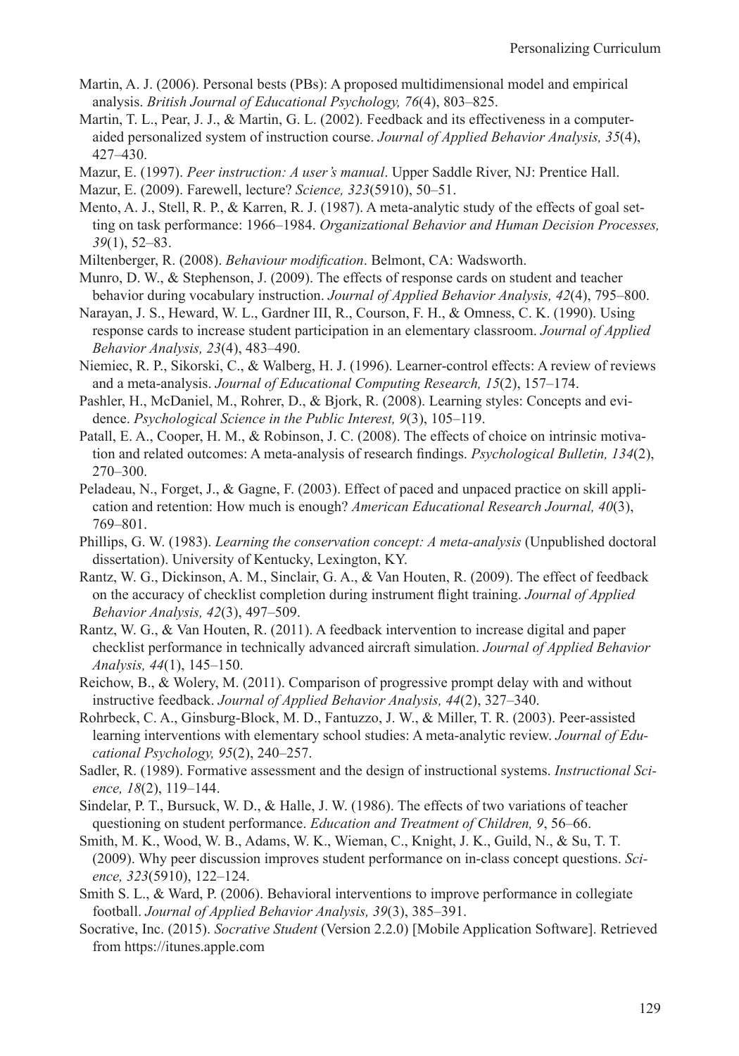Martin, A. J. (2006). Personal bests (PBs): A proposed multidimensional model and empirical analysis. *British Journal of Educational Psychology, 76*(4), 803–825.

Martin, T. L., Pear, J. J., & Martin, G. L. (2002). Feedback and its effectiveness in a computer-aided personalized system of instruction course. *Journal of Applied Behavior Analysis, 35*(4), 427–430.

Mazur, E. (1997). *Peer instruction: A user's manual*. Upper Saddle River, NJ: Prentice Hall.

Mazur, E. (2009). Farewell, lecture? *Science, 323*(5910), 50–51.

Mento, A. J., Stell, R. P., & Karren, R. J. (1987). A meta-analytic study of the effects of goal setting on task performance: 1966–1984. *Organizational Behavior and Human Decision Processes, 39*(1), 52–83.

Miltenberger, R. (2008). *Behaviour modification*. Belmont, CA: Wadsworth.

Munro, D. W., & Stephenson, J. (2009). The effects of response cards on student and teacher behavior during vocabulary instruction. *Journal of Applied Behavior Analysis, 42*(4), 795–800.

Narayan, J. S., Heward, W. L., Gardner III, R., Courson, F. H., & Omness, C. K. (1990). Using response cards to increase student participation in an elementary classroom. *Journal of Applied Behavior Analysis, 23*(4), 483–490.

Niemiec, R. P., Sikorski, C., & Walberg, H. J. (1996). Learner-control effects: A review of reviews and a meta-analysis. *Journal of Educational Computing Research, 15*(2), 157–174.

Pashler, H., McDaniel, M., Rohrer, D., & Bjork, R. (2008). Learning styles: Concepts and evidence. *Psychological Science in the Public Interest, 9*(3), 105–119.

Patall, E. A., Cooper, H. M., & Robinson, J. C. (2008). The effects of choice on intrinsic motivation and related outcomes: A meta-analysis of research findings. *Psychological Bulletin, 134*(2), 270–300.

Peladeau, N., Forget, J., & Gagne, F. (2003). Effect of paced and unpaced practice on skill application and retention: How much is enough? *American Educational Research Journal, 40*(3), 769–801.

Phillips, G. W. (1983). *Learning the conservation concept: A meta-analysis* (Unpublished doctoral dissertation). University of Kentucky, Lexington, KY.

Rantz, W. G., Dickinson, A. M., Sinclair, G. A., & Van Houten, R. (2009). The effect of feedback on the accuracy of checklist completion during instrument flight training. *Journal of Applied Behavior Analysis, 42*(3), 497–509.

Rantz, W. G., & Van Houten, R. (2011). A feedback intervention to increase digital and paper checklist performance in technically advanced aircraft simulation. *Journal of Applied Behavior Analysis, 44*(1), 145–150.

Reichow, B., & Wolery, M. (2011). Comparison of progressive prompt delay with and without instructive feedback. *Journal of Applied Behavior Analysis, 44*(2), 327–340.

Rohrbeck, C. A., Ginsburg-Block, M. D., Fantuzzo, J. W., & Miller, T. R. (2003). Peer-assisted learning interventions with elementary school studies: A meta-analytic review. *Journal of Educational Psychology, 95*(2), 240–257.

Sadler, R. (1989). Formative assessment and the design of instructional systems. *Instructional Science, 18*(2), 119–144.

Sindelar, P. T., Bursuck, W. D., & Halle, J. W. (1986). The effects of two variations of teacher questioning on student performance. *Education and Treatment of Children, 9*, 56–66.

Smith, M. K., Wood, W. B., Adams, W. K., Wieman, C., Knight, J. K., Guild, N., & Su, T. T. (2009). Why peer discussion improves student performance on in-class concept questions. *Science, 323*(5910), 122–124.

Smith S. L., & Ward, P. (2006). Behavioral interventions to improve performance in collegiate football. *Journal of Applied Behavior Analysis, 39*(3), 385–391.

Socrative, Inc. (2015). *Socrative Student* (Version 2.2.0) [Mobile Application Software]. Retrieved from https://itunes.apple.com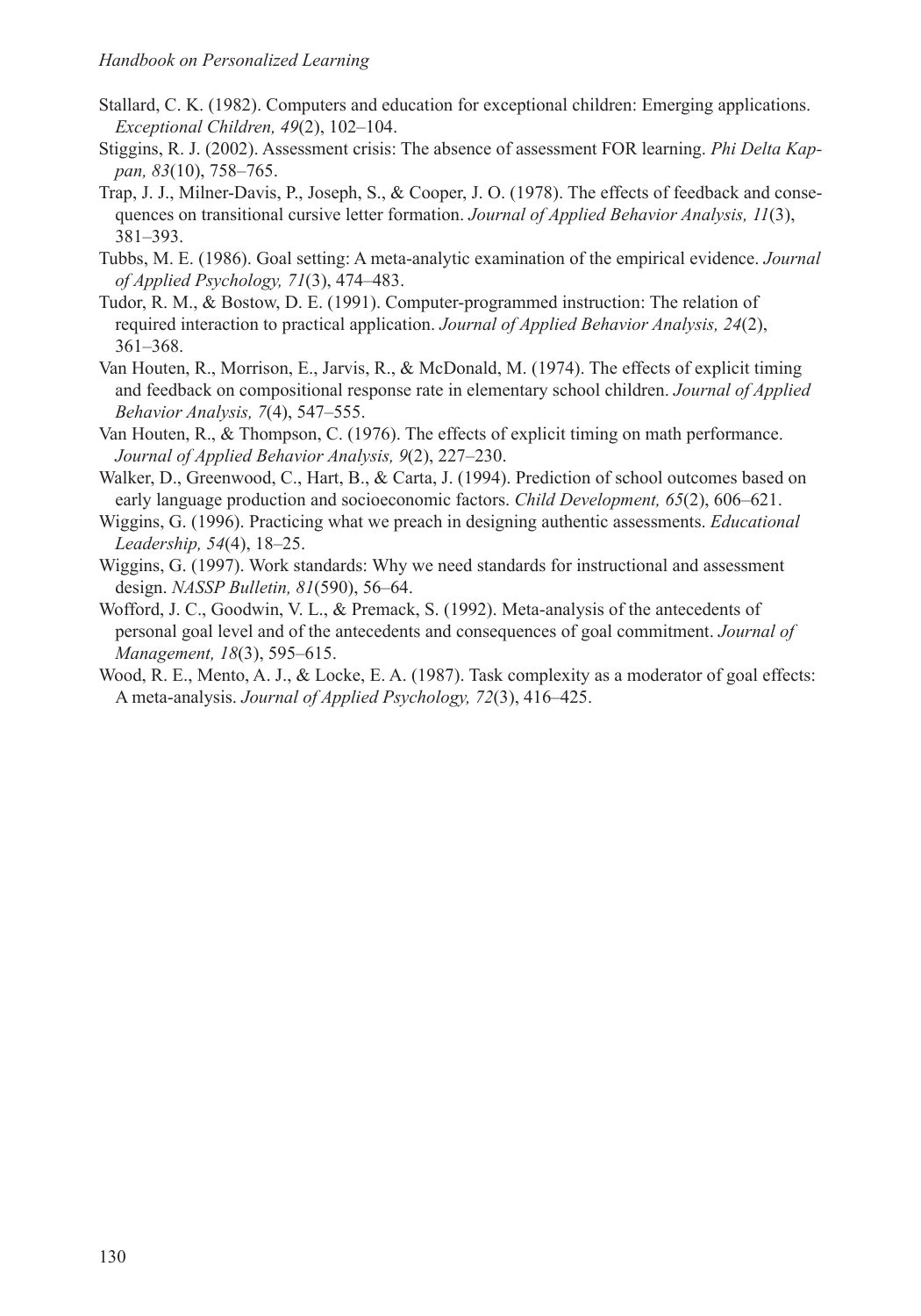Stallard, C. K. (1982). Computers and education for exceptional children: Emerging applications. *Exceptional Children, 49*(2), 102–104.

Stiggins, R. J. (2002). Assessment crisis: The absence of assessment FOR learning. *Phi Delta Kappan, 83*(10), 758–765.

Trap, J. J., Milner-Davis, P., Joseph, S., & Cooper, J. O. (1978). The effects of feedback and consequences on transitional cursive letter formation. *Journal of Applied Behavior Analysis, 11*(3), 381–393.

Tubbs, M. E. (1986). Goal setting: A meta-analytic examination of the empirical evidence. *Journal of Applied Psychology, 71*(3), 474–483.

Tudor, R. M., & Bostow, D. E. (1991). Computer-programmed instruction: The relation of required interaction to practical application. *Journal of Applied Behavior Analysis, 24*(2), 361–368.

Van Houten, R., Morrison, E., Jarvis, R., & McDonald, M. (1974). The effects of explicit timing and feedback on compositional response rate in elementary school children. *Journal of Applied Behavior Analysis, 7*(4), 547–555.

Van Houten, R., & Thompson, C. (1976). The effects of explicit timing on math performance. *Journal of Applied Behavior Analysis, 9*(2), 227–230.

Walker, D., Greenwood, C., Hart, B., & Carta, J. (1994). Prediction of school outcomes based on early language production and socioeconomic factors. *Child Development, 65*(2), 606–621.

Wiggins, G. (1996). Practicing what we preach in designing authentic assessments. *Educational Leadership, 54*(4), 18–25.

Wiggins, G. (1997). Work standards: Why we need standards for instructional and assessment design. *NASSP Bulletin, 81*(590), 56–64.

Wofford, J. C., Goodwin, V. L., & Premack, S. (1992). Meta-analysis of the antecedents of personal goal level and of the antecedents and consequences of goal commitment. *Journal of Management, 18*(3), 595–615.

Wood, R. E., Mento, A. J., & Locke, E. A. (1987). Task complexity as a moderator of goal effects: A meta-analysis. *Journal of Applied Psychology, 72*(3), 416–425.